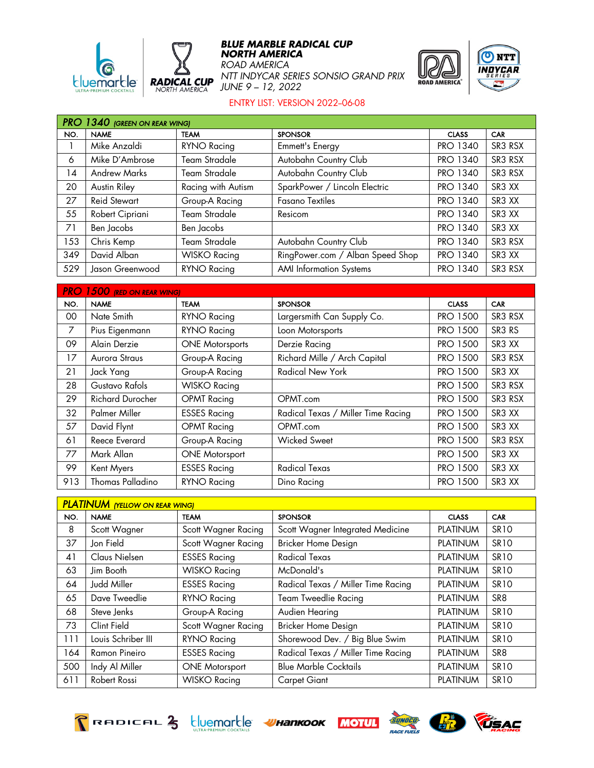# BLUE MARBLE RADICAL CUP NORTH AMERICA

*ROAD AMERICA*

*NTT INDYCAR SERIES SONSIO GRAND PRIX*

*JUNE 9 – 12, 2022*

ENTRY LIST: VERSION 2022-06-08

## PRO 1340 (GREEN ON REAR WING)

| NO. | NAME | TEAM | SPONSOR | CLASS | CAR |
|---|---|---|---|---|---|
| 1 | Mike Anzaldi | RYNO Racing | Emmett's Energy | PRO 1340 | SR3 RSX |
| 6 | Mike D'Ambrose | Team Stradale | Autobahn Country Club | PRO 1340 | SR3 RSX |
| 14 | Andrew Marks | Team Stradale | Autobahn Country Club | PRO 1340 | SR3 RSX |
| 20 | Austin Riley | Racing with Autism | SparkPower / Lincoln Electric | PRO 1340 | SR3 XX |
| 27 | Reid Stewart | Group-A Racing | Fasano Textiles | PRO 1340 | SR3 XX |
| 55 | Robert Cipriani | Team Stradale | Resicom | PRO 1340 | SR3 XX |
| 71 | Ben Jacobs | Ben Jacobs | | PRO 1340 | SR3 XX |
| 153 | Chris Kemp | Team Stradale | Autobahn Country Club | PRO 1340 | SR3 RSX |
| 349 | David Alban | WISKO Racing | RingPower.com / Alban Speed Shop | PRO 1340 | SR3 XX |
| 529 | Jason Greenwood | RYNO Racing | AMI Information Systems | PRO 1340 | SR3 RSX |

## PRO 1500 (RED ON REAR WING)

| NO. | NAME | TEAM | SPONSOR | CLASS | CAR |
|---|---|---|---|---|---|
| 00 | Nate Smith | RYNO Racing | Largersmith Can Supply Co. | PRO 1500 | SR3 RSX |
| 7 | Pius Eigenmann | RYNO Racing | Loon Motorsports | PRO 1500 | SR3 RS |
| 09 | Alain Derzie | ONE Motorsports | Derzie Racing | PRO 1500 | SR3 XX |
| 17 | Aurora Straus | Group-A Racing | Richard Mille / Arch Capital | PRO 1500 | SR3 RSX |
| 21 | Jack Yang | Group-A Racing | Radical New York | PRO 1500 | SR3 XX |
| 28 | Gustavo Rafols | WISKO Racing | | PRO 1500 | SR3 RSX |
| 29 | Richard Durocher | OPMT Racing | OPMT.com | PRO 1500 | SR3 RSX |
| 32 | Palmer Miller | ESSES Racing | Radical Texas / Miller Time Racing | PRO 1500 | SR3 XX |
| 57 | David Flynt | OPMT Racing | OPMT.com | PRO 1500 | SR3 XX |
| 61 | Reece Everard | Group-A Racing | Wicked Sweet | PRO 1500 | SR3 RSX |
| 77 | Mark Allan | ONE Motorsport | | PRO 1500 | SR3 XX |
| 99 | Kent Myers | ESSES Racing | Radical Texas | PRO 1500 | SR3 XX |
| 913 | Thomas Palladino | RYNO Racing | Dino Racing | PRO 1500 | SR3 XX |

## PLATINUM (YELLOW ON REAR WING)

| NO. | NAME | TEAM | SPONSOR | CLASS | CAR |
|---|---|---|---|---|---|
| 8 | Scott Wagner | Scott Wagner Racing | Scott Wagner Integrated Medicine | PLATINUM | SR10 |
| 37 | Jon Field | Scott Wagner Racing | Bricker Home Design | PLATINUM | SR10 |
| 41 | Claus Nielsen | ESSES Racing | Radical Texas | PLATINUM | SR10 |
| 63 | Jim Booth | WISKO Racing | McDonald's | PLATINUM | SR10 |
| 64 | Judd Miller | ESSES Racing | Radical Texas / Miller Time Racing | PLATINUM | SR10 |
| 65 | Dave Tweedlie | RYNO Racing | Team Tweedlie Racing | PLATINUM | SR8 |
| 68 | Steve Jenks | Group-A Racing | Audien Hearing | PLATINUM | SR10 |
| 73 | Clint Field | Scott Wagner Racing | Bricker Home Design | PLATINUM | SR10 |
| 111 | Louis Schriber III | RYNO Racing | Shorewood Dev. / Big Blue Swim | PLATINUM | SR10 |
| 164 | Ramon Pineiro | ESSES Racing | Radical Texas / Miller Time Racing | PLATINUM | SR8 |
| 500 | Indy Al Miller | ONE Motorsport | Blue Marble Cocktails | PLATINUM | SR10 |
| 611 | Robert Rossi | WISKO Racing | Carpet Giant | PLATINUM | SR10 |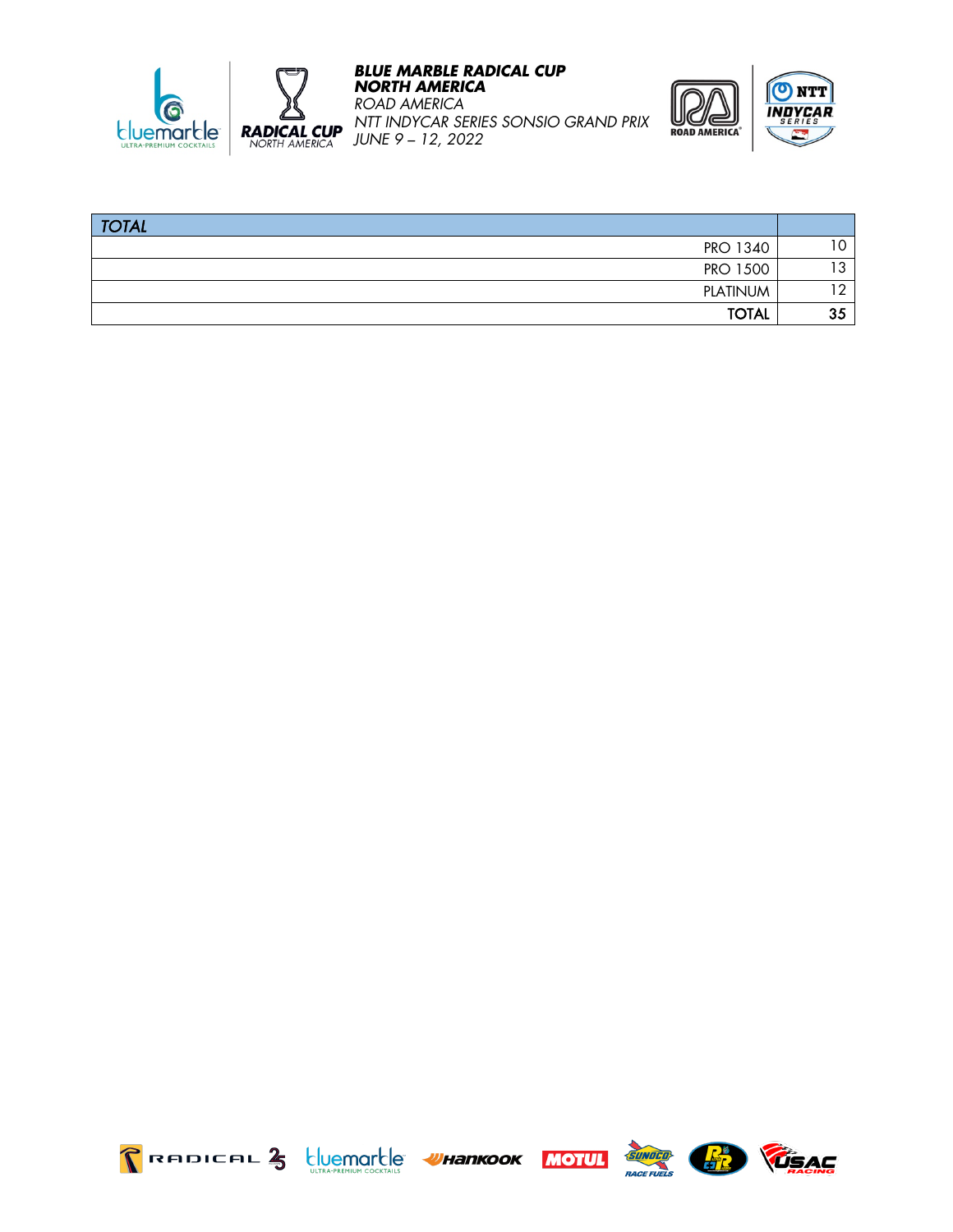**BLUE MARBLE RADICAL CUP NORTH AMERICA**
*ROAD AMERICA*
*NTT INDYCAR SERIES SONSIO GRAND PRIX*
*JUNE 9 – 12, 2022*

| *TOTAL* | |
|---|---|
| PRO 1340 | 10 |
| PRO 1500 | 13 |
| PLATINUM | 12 |
| **TOTAL** | **35** |